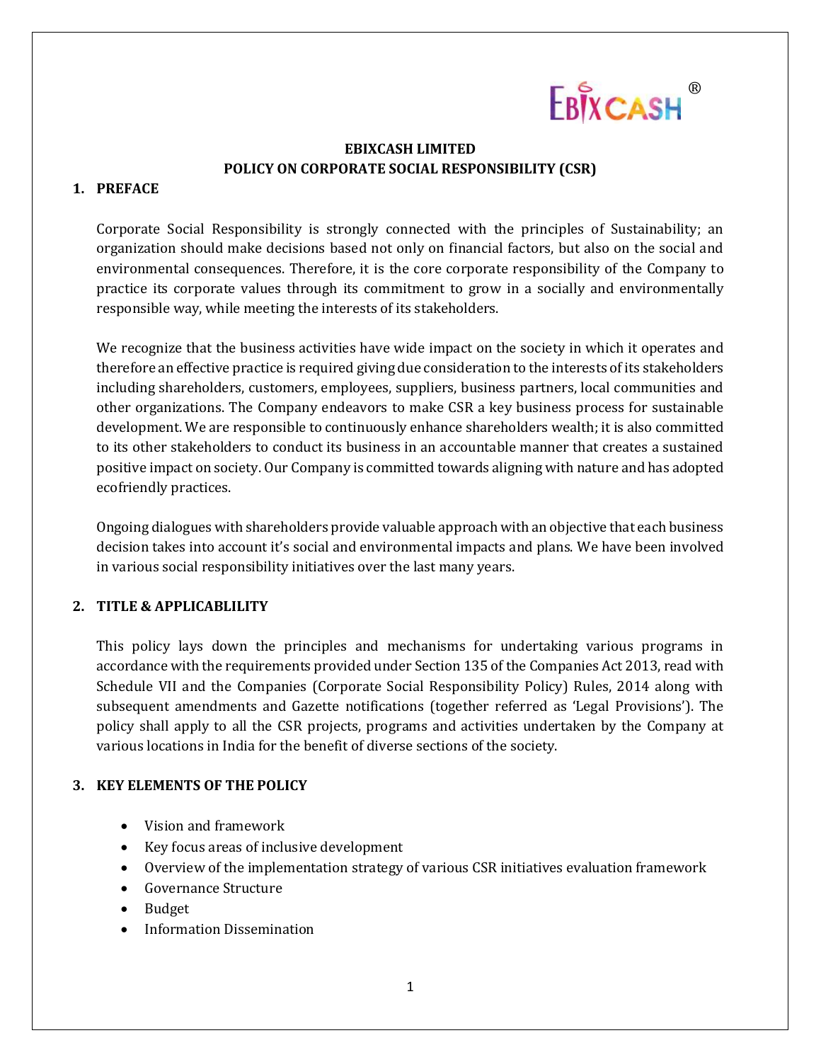# EBIXCASH LIMITED
# POLICY ON CORPORATE SOCIAL RESPONSIBILITY (CSR)

## 1. PREFACE

Corporate Social Responsibility is strongly connected with the principles of Sustainability; an organization should make decisions based not only on financial factors, but also on the social and environmental consequences. Therefore, it is the core corporate responsibility of the Company to practice its corporate values through its commitment to grow in a socially and environmentally responsible way, while meeting the interests of its stakeholders.

We recognize that the business activities have wide impact on the society in which it operates and therefore an effective practice is required giving due consideration to the interests of its stakeholders including shareholders, customers, employees, suppliers, business partners, local communities and other organizations. The Company endeavors to make CSR a key business process for sustainable development. We are responsible to continuously enhance shareholders wealth; it is also committed to its other stakeholders to conduct its business in an accountable manner that creates a sustained positive impact on society. Our Company is committed towards aligning with nature and has adopted ecofriendly practices.

Ongoing dialogues with shareholders provide valuable approach with an objective that each business decision takes into account it's social and environmental impacts and plans. We have been involved in various social responsibility initiatives over the last many years.

## 2. TITLE & APPLICABLILITY

This policy lays down the principles and mechanisms for undertaking various programs in accordance with the requirements provided under Section 135 of the Companies Act 2013, read with Schedule VII and the Companies (Corporate Social Responsibility Policy) Rules, 2014 along with subsequent amendments and Gazette notifications (together referred as 'Legal Provisions'). The policy shall apply to all the CSR projects, programs and activities undertaken by the Company at various locations in India for the benefit of diverse sections of the society.

## 3. KEY ELEMENTS OF THE POLICY

- Vision and framework
- Key focus areas of inclusive development
- Overview of the implementation strategy of various CSR initiatives evaluation framework
- Governance Structure
- Budget
- Information Dissemination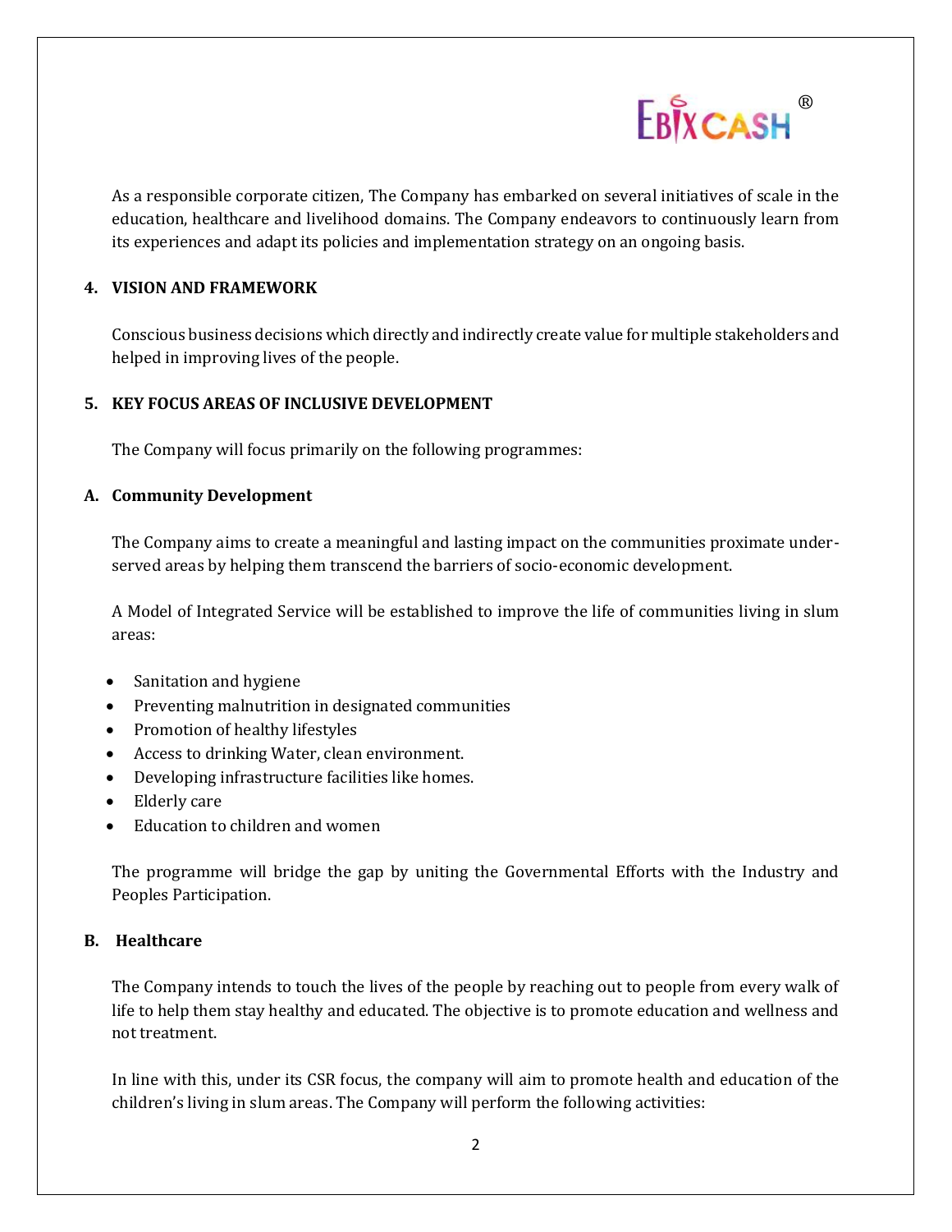As a responsible corporate citizen, The Company has embarked on several initiatives of scale in the education, healthcare and livelihood domains. The Company endeavors to continuously learn from its experiences and adapt its policies and implementation strategy on an ongoing basis.

## 4. VISION AND FRAMEWORK

Conscious business decisions which directly and indirectly create value for multiple stakeholders and helped in improving lives of the people.

## 5. KEY FOCUS AREAS OF INCLUSIVE DEVELOPMENT

The Company will focus primarily on the following programmes:

### A. Community Development

The Company aims to create a meaningful and lasting impact on the communities proximate under-served areas by helping them transcend the barriers of socio-economic development.

A Model of Integrated Service will be established to improve the life of communities living in slum areas:

- Sanitation and hygiene
- Preventing malnutrition in designated communities
- Promotion of healthy lifestyles
- Access to drinking Water, clean environment.
- Developing infrastructure facilities like homes.
- Elderly care
- Education to children and women

The programme will bridge the gap by uniting the Governmental Efforts with the Industry and Peoples Participation.

### B. Healthcare

The Company intends to touch the lives of the people by reaching out to people from every walk of life to help them stay healthy and educated. The objective is to promote education and wellness and not treatment.

In line with this, under its CSR focus, the company will aim to promote health and education of the children's living in slum areas. The Company will perform the following activities: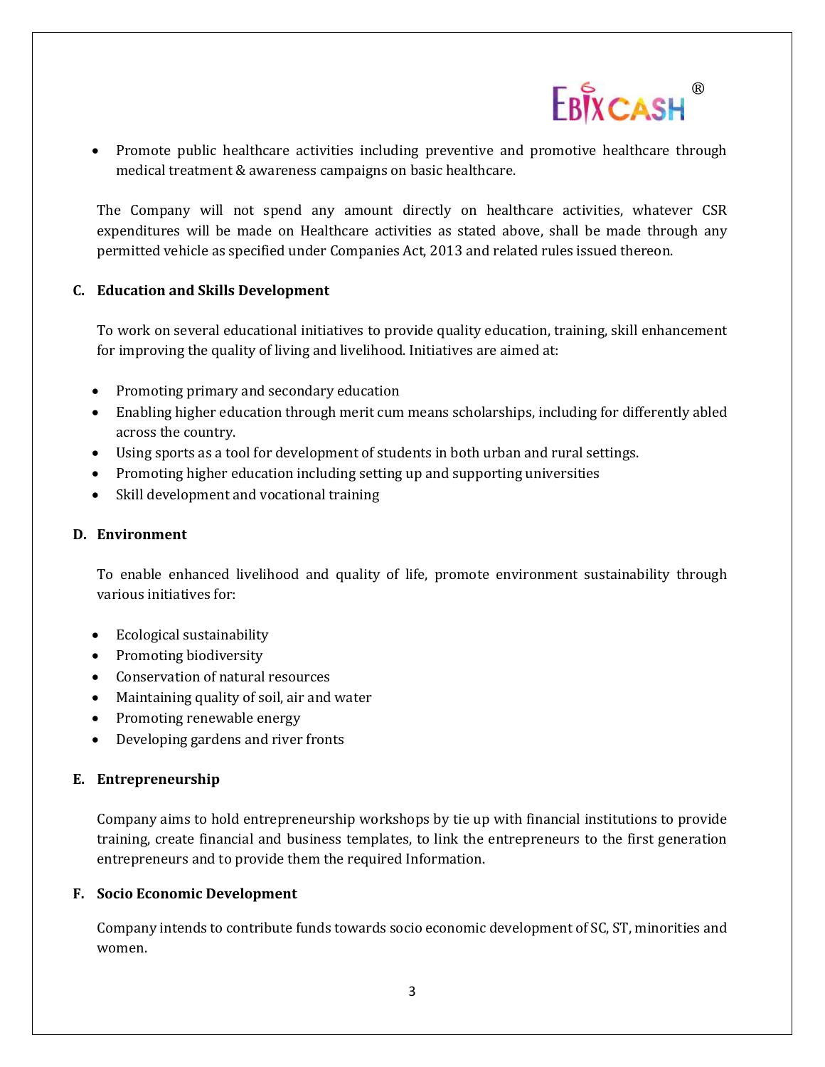- Promote public healthcare activities including preventive and promotive healthcare through medical treatment & awareness campaigns on basic healthcare.

The Company will not spend any amount directly on healthcare activities, whatever CSR expenditures will be made on Healthcare activities as stated above, shall be made through any permitted vehicle as specified under Companies Act, 2013 and related rules issued thereon.

**C. Education and Skills Development**

To work on several educational initiatives to provide quality education, training, skill enhancement for improving the quality of living and livelihood. Initiatives are aimed at:

- Promoting primary and secondary education
- Enabling higher education through merit cum means scholarships, including for differently abled across the country.
- Using sports as a tool for development of students in both urban and rural settings.
- Promoting higher education including setting up and supporting universities
- Skill development and vocational training

**D. Environment**

To enable enhanced livelihood and quality of life, promote environment sustainability through various initiatives for:

- Ecological sustainability
- Promoting biodiversity
- Conservation of natural resources
- Maintaining quality of soil, air and water
- Promoting renewable energy
- Developing gardens and river fronts

**E. Entrepreneurship**

Company aims to hold entrepreneurship workshops by tie up with financial institutions to provide training, create financial and business templates, to link the entrepreneurs to the first generation entrepreneurs and to provide them the required Information.

**F. Socio Economic Development**

Company intends to contribute funds towards socio economic development of SC, ST, minorities and women.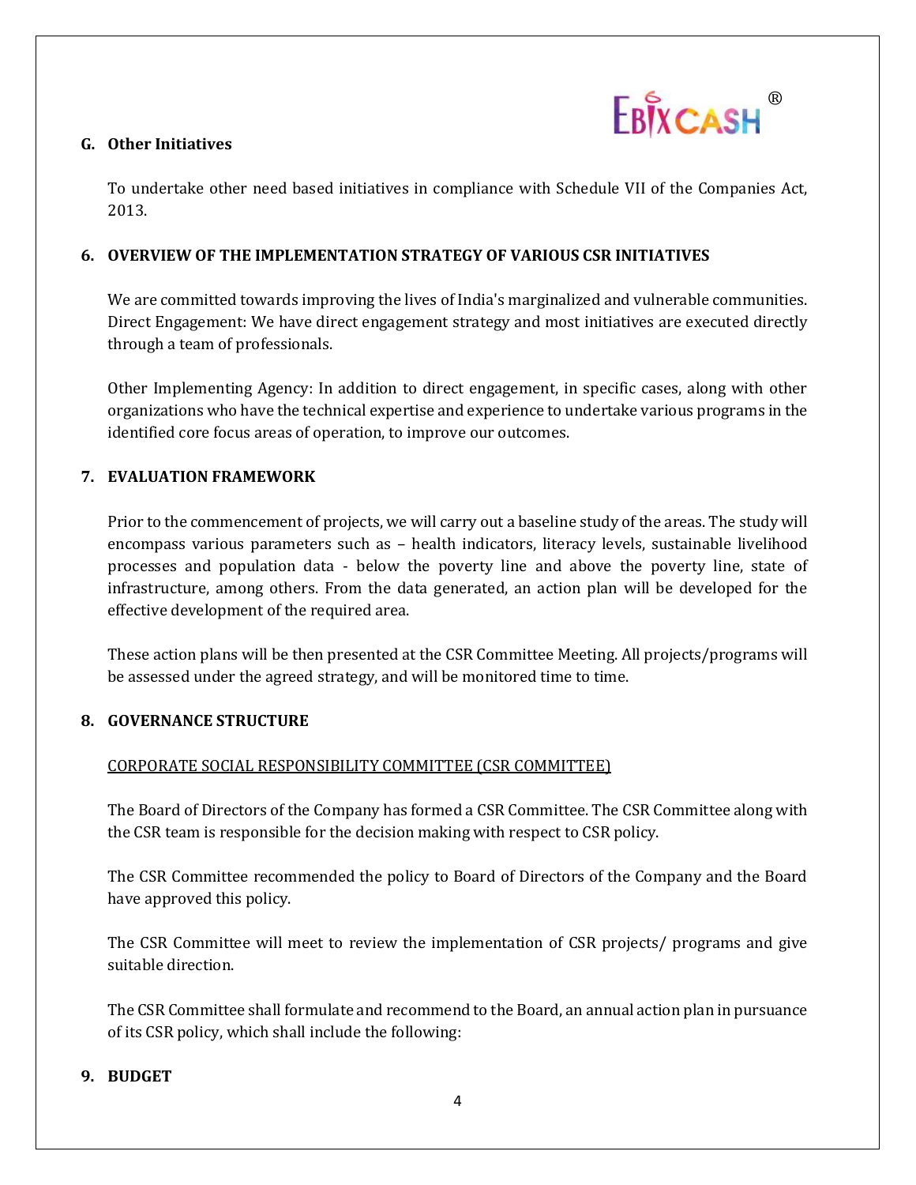### G. Other Initiatives

To undertake other need based initiatives in compliance with Schedule VII of the Companies Act, 2013.

## 6. OVERVIEW OF THE IMPLEMENTATION STRATEGY OF VARIOUS CSR INITIATIVES

We are committed towards improving the lives of India's marginalized and vulnerable communities. Direct Engagement: We have direct engagement strategy and most initiatives are executed directly through a team of professionals.

Other Implementing Agency: In addition to direct engagement, in specific cases, along with other organizations who have the technical expertise and experience to undertake various programs in the identified core focus areas of operation, to improve our outcomes.

## 7. EVALUATION FRAMEWORK

Prior to the commencement of projects, we will carry out a baseline study of the areas. The study will encompass various parameters such as – health indicators, literacy levels, sustainable livelihood processes and population data - below the poverty line and above the poverty line, state of infrastructure, among others. From the data generated, an action plan will be developed for the effective development of the required area.

These action plans will be then presented at the CSR Committee Meeting. All projects/programs will be assessed under the agreed strategy, and will be monitored time to time.

## 8. GOVERNANCE STRUCTURE

<u>CORPORATE SOCIAL RESPONSIBILITY COMMITTEE (CSR COMMITTEE)</u>

The Board of Directors of the Company has formed a CSR Committee. The CSR Committee along with the CSR team is responsible for the decision making with respect to CSR policy.

The CSR Committee recommended the policy to Board of Directors of the Company and the Board have approved this policy.

The CSR Committee will meet to review the implementation of CSR projects/ programs and give suitable direction.

The CSR Committee shall formulate and recommend to the Board, an annual action plan in pursuance of its CSR policy, which shall include the following:

## 9. BUDGET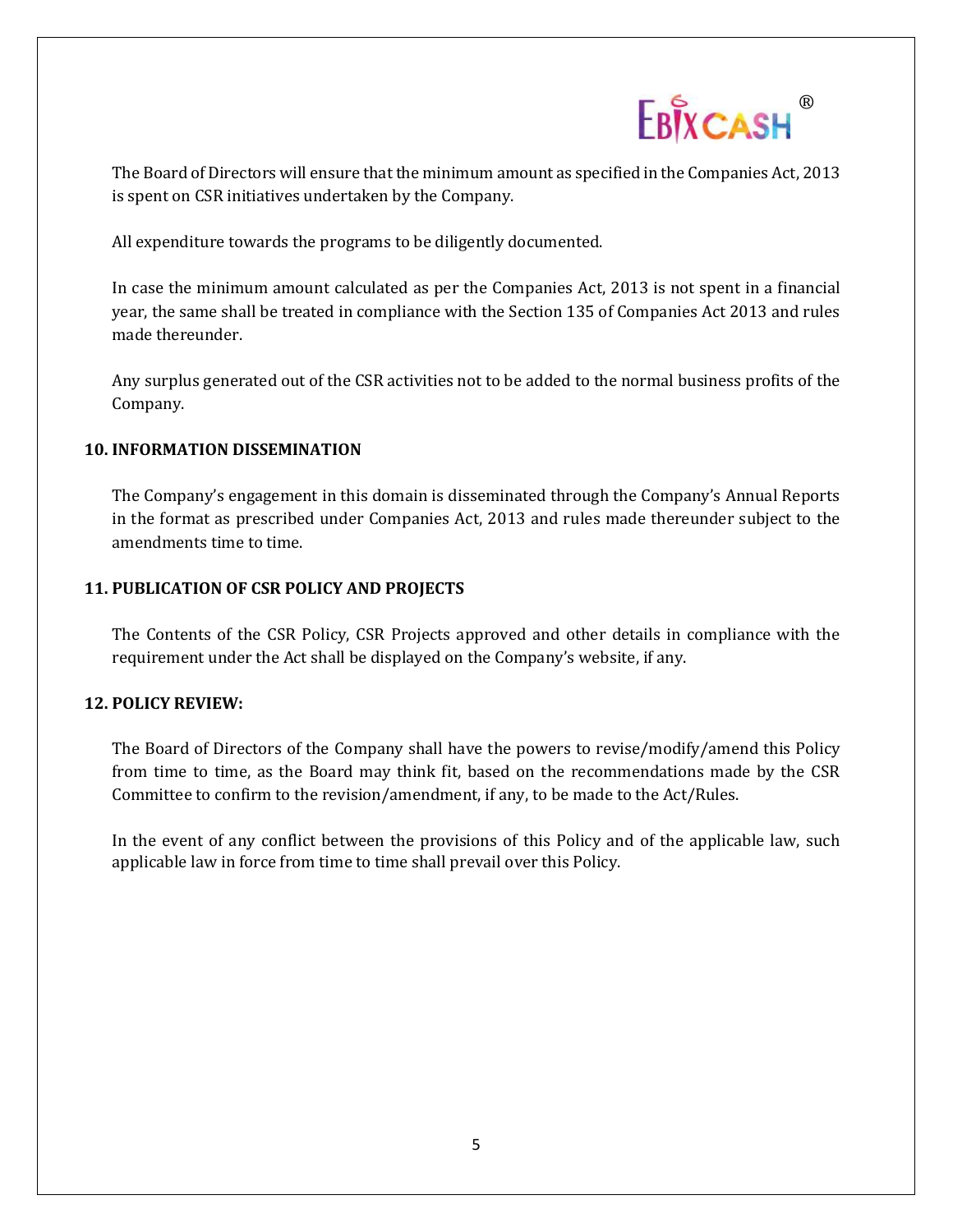The Board of Directors will ensure that the minimum amount as specified in the Companies Act, 2013 is spent on CSR initiatives undertaken by the Company.

All expenditure towards the programs to be diligently documented.

In case the minimum amount calculated as per the Companies Act, 2013 is not spent in a financial year, the same shall be treated in compliance with the Section 135 of Companies Act 2013 and rules made thereunder.

Any surplus generated out of the CSR activities not to be added to the normal business profits of the Company.

## 10. INFORMATION DISSEMINATION

The Company's engagement in this domain is disseminated through the Company's Annual Reports in the format as prescribed under Companies Act, 2013 and rules made thereunder subject to the amendments time to time.

## 11. PUBLICATION OF CSR POLICY AND PROJECTS

The Contents of the CSR Policy, CSR Projects approved and other details in compliance with the requirement under the Act shall be displayed on the Company's website, if any.

## 12. POLICY REVIEW:

The Board of Directors of the Company shall have the powers to revise/modify/amend this Policy from time to time, as the Board may think fit, based on the recommendations made by the CSR Committee to confirm to the revision/amendment, if any, to be made to the Act/Rules.

In the event of any conflict between the provisions of this Policy and of the applicable law, such applicable law in force from time to time shall prevail over this Policy.